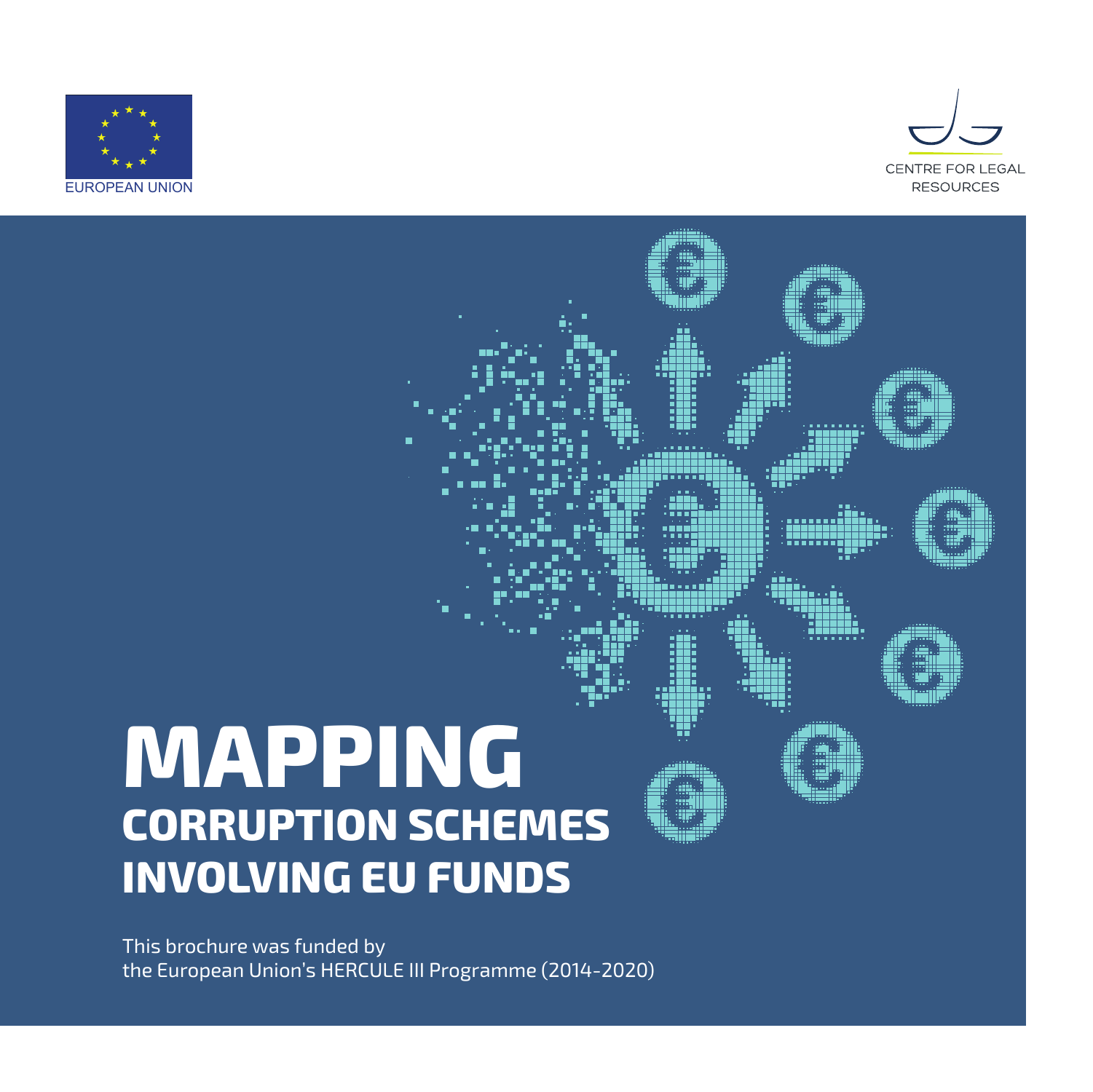EUROPEAN UNION

CENTRE FOR LEGAL RESOURCES

# MAPPING
## CORRUPTION SCHEMES INVOLVING EU FUNDS

This brochure was funded by
the European Union's HERCULE III Programme (2014-2020)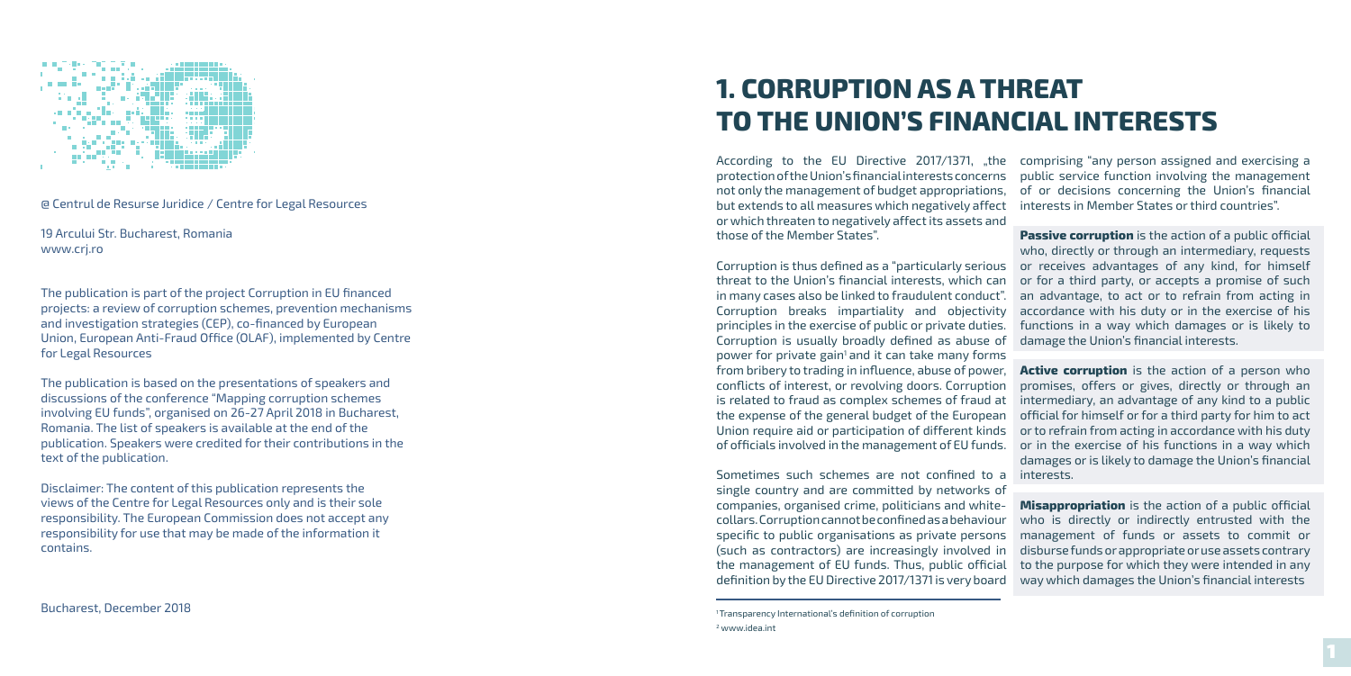@ Centrul de Resurse Juridice / Centre for Legal Resources

19 Arcului Str. Bucharest, Romania
www.crj.ro

The publication is part of the project Corruption in EU financed projects: a review of corruption schemes, prevention mechanisms and investigation strategies (CEP), co-financed by European Union, European Anti-Fraud Office (OLAF), implemented by Centre for Legal Resources

The publication is based on the presentations of speakers and discussions of the conference "Mapping corruption schemes involving EU funds", organised on 26-27 April 2018 in Bucharest, Romania. The list of speakers is available at the end of the publication. Speakers were credited for their contributions in the text of the publication.

Disclaimer: The content of this publication represents the views of the Centre for Legal Resources only and is their sole responsibility. The European Commission does not accept any responsibility for use that may be made of the information it contains.

Bucharest, December 2018

# 1. CORRUPTION AS A THREAT TO THE UNION'S FINANCIAL INTERESTS

According to the EU Directive 2017/1371, „the protection of the Union's financial interests concerns not only the management of budget appropriations, but extends to all measures which negatively affect or which threaten to negatively affect its assets and those of the Member States".

Corruption is thus defined as a "particularly serious threat to the Union's financial interests, which can in many cases also be linked to fraudulent conduct". Corruption breaks impartiality and objectivity principles in the exercise of public or private duties. Corruption is usually broadly defined as abuse of power for private gain[1] and it can take many forms from bribery to trading in influence, abuse of power, conflicts of interest, or revolving doors. Corruption is related to fraud as complex schemes of fraud at the expense of the general budget of the European Union require aid or participation of different kinds of officials involved in the management of EU funds.

Sometimes such schemes are not confined to a single country and are committed by networks of companies, organised crime, politicians and white-collars. Corruption cannot be confined as a behaviour specific to public organisations as private persons (such as contractors) are increasingly involved in the management of EU funds. Thus, public official definition by the EU Directive 2017/1371 is very board comprising "any person assigned and exercising a public service function involving the management of or decisions concerning the Union's financial interests in Member States or third countries".

**Passive corruption** is the action of a public official who, directly or through an intermediary, requests or receives advantages of any kind, for himself or for a third party, or accepts a promise of such an advantage, to act or to refrain from acting in accordance with his duty or in the exercise of his functions in a way which damages or is likely to damage the Union's financial interests.

**Active corruption** is the action of a person who promises, offers or gives, directly or through an intermediary, an advantage of any kind to a public official for himself or for a third party for him to act or to refrain from acting in accordance with his duty or in the exercise of his functions in a way which damages or is likely to damage the Union's financial interests.

**Misappropriation** is the action of a public official who is directly or indirectly entrusted with the management of funds or assets to commit or disburse funds or appropriate or use assets contrary to the purpose for which they were intended in any way which damages the Union's financial interests

---

[1] Transparency International's definition of corruption

[2] www.idea.int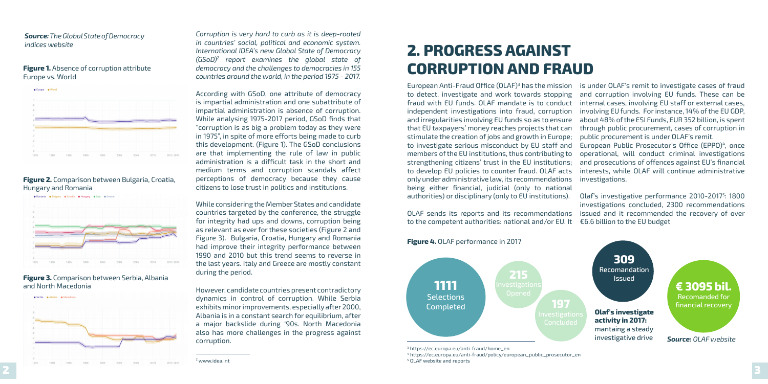***Source:** The Global State of Democracy indices website*

**Figure 1.** Absence of corruption attribute Europe vs. World

**Figure 2.** Comparison between Bulgaria, Croatia, Hungary and Romania

**Figure 3.** Comparison between Serbia, Albania and North Macedonia

*Corruption is very hard to curb as it is deep-rooted in countries' social, political and economic system. International IDEA's new Global State of Democracy (GSoD)[2] report examines the global state of democracy and the challenges to democracies in 155 countries around the world, in the period 1975 - 2017.*

According with GSoD, one attribute of democracy is impartial administration and one subattribute of impartial administration is absence of corruption. While analysing 1975-2017 period, GSoD finds that "corruption is as big a problem today as they were in 1975", in spite of more efforts being made to curb this development. (Figure 1). The GSoD conclusions are that implementing the rule of law in public administration is a difficult task in the short and medium terms and corruption scandals affect perceptions of democracy because they cause citizens to lose trust in politics and institutions.

While considering the Member States and candidate countries targeted by the conference, the struggle for integrity had ups and downs, corruption being as relevant as ever for these societies (Figure 2 and Figure 3). Bulgaria, Croatia, Hungary and Romania had improve their integrity performance between 1990 and 2010 but this trend seems to reverse in the last years. Italy and Greece are mostly constant during the period.

However, candidate countries present contradictory dynamics in control of corruption. While Serbia exhibits minor improvements, especially after 2000, Albania is in a constant search for equilibrium, after a major backslide during '90s. North Macedonia also has more challenges in the progress against corruption.

[2] www.idea.int

# 2. PROGRESS AGAINST CORRUPTION AND FRAUD

European Anti-Fraud Office (OLAF)[3] has the mission to detect, investigate and work towards stopping fraud with EU funds. OLAF mandate is to conduct independent investigations into fraud, corruption and irregularities involving EU funds so as to ensure that EU taxpayers' money reaches projects that can stimulate the creation of jobs and growth in Europe; to investigate serious misconduct by EU staff and members of the EU institutions, thus contributing to strengthening citizens' trust in the EU institutions; to develop EU policies to counter fraud. OLAF acts only under administrative law, its recommendations being either financial, judicial (only to national authorities) or disciplinary (only to EU institutions).

OLAF sends its reports and its recommendations to the competent authorities: national and/or EU. It is under OLAF's remit to investigate cases of fraud and corruption involving EU funds. These can be internal cases, involving EU staff or external cases, involving EU funds. For instance, 14% of the EU GDP, about 48% of the ESI Funds, EUR 352 billion, is spent through public procurement, cases of corruption in public procurement is under OLAF's remit.

European Public Prosecutor's Office (EPPO)[4], once operational, will conduct criminal investigations and prosecutions of offences against EU's financial interests, while OLAF will continue administrative investigations.

Olaf's investigative performance 2010-2017[5]: 1800 investigations concluded, 2300 recommendations issued and it recommended the recovery of over €6.6 billion to the EU budget

**Figure 4.** OLAF performance in 2017

- **1111** Selections Completed
- **215** Investigations Opened
- **197** Investigations Concluded
- **309** Recomandation Issued
- **€ 3095 bil.** Recomanded for financial recovery

**Olaf's investigate activity in 2017:** mantaing a steady investigative drive

***Source:** OLAF website*

[3] https://ec.europa.eu/anti-fraud/home_en

[4] https://ec.europa.eu/anti-fraud/policy/european_public_prosecutor_en

[5] OLAF website and reports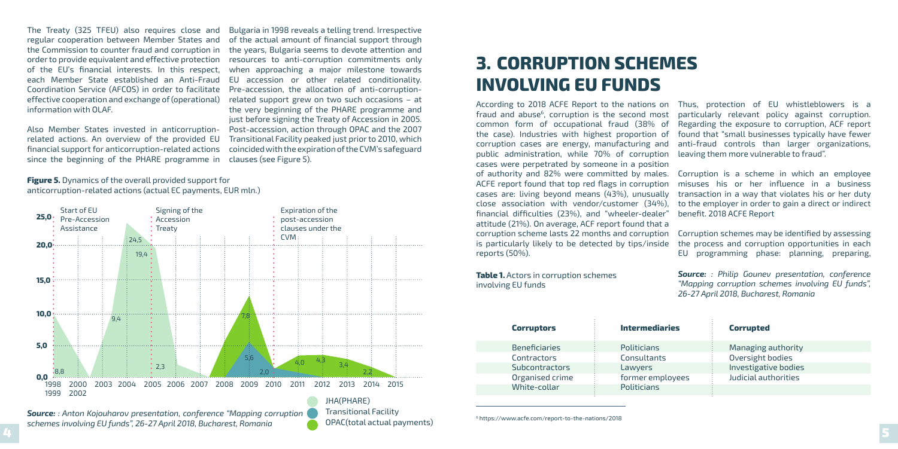The Treaty (325 TFEU) also requires close and regular cooperation between Member States and the Commission to counter fraud and corruption in order to provide equivalent and effective protection of the EU's financial interests. In this respect, each Member State established an Anti-Fraud Coordination Service (AFCOS) in order to facilitate effective cooperation and exchange of (operational) information with OLAF.

Also Member States invested in anticorruption-related actions. An overview of the provided EU financial support for anticorruption-related actions since the beginning of the PHARE programme in Bulgaria in 1998 reveals a telling trend. Irrespective of the actual amount of financial support through the years, Bulgaria seems to devote attention and resources to anti-corruption commitments only when approaching a major milestone towards EU accession or other related conditionality. Pre-accession, the allocation of anti-corruption-related support grew on two such occasions – at the very beginning of the PHARE programme and just before signing the Treaty of Accession in 2005. Post-accession, action through OPAC and the 2007 Transitional Facility peaked just prior to 2010, which coincided with the expiration of the CVM's safeguard clauses (see Figure 5).

**Figure 5.** Dynamics of the overall provided support for anticorruption-related actions (actual EC payments, EUR mln.)

*Source: : Anton Kojouharov presentation, conference "Mapping corruption schemes involving EU funds", 26-27 April 2018, Bucharest, Romania*

# 3. CORRUPTION SCHEMES INVOLVING EU FUNDS

According to 2018 ACFE Report to the nations on fraud and abuse[6], corruption is the second most common form of occupational fraud (38% of the case). Industries with highest proportion of corruption cases are energy, manufacturing and public administration, while 70% of corruption cases were perpetrated by someone in a position of authority and 82% were committed by males. ACFE report found that top red flags in corruption cases are: living beyond means (43%), unusually close association with vendor/customer (34%), financial difficulties (23%), and "wheeler-dealer" attitude (21%). On average, ACF report found that a corruption scheme lasts 22 months and corruption is particularly likely to be detected by tips/inside reports (50%).

Thus, protection of EU whistleblowers is a particularly relevant policy against corruption. Regarding the exposure to corruption, ACF report found that "small businesses typically have fewer anti-fraud controls than larger organizations, leaving them more vulnerable to fraud".

Corruption is a scheme in which an employee misuses his or her influence in a business transaction in a way that violates his or her duty to the employer in order to gain a direct or indirect benefit. 2018 ACFE Report

Corruption schemes may be identified by assessing the process and corruption opportunities in each EU programming phase: planning, preparing,

**Table 1.** Actors in corruption schemes involving EU funds

*Source: : Philip Gounev presentation, conference "Mapping corruption schemes involving EU funds", 26-27 April 2018, Bucharest, Romania*

| Corruptors | Intermediaries | Corrupted |
|---|---|---|
| Beneficiaries | Politicians | Managing authority |
| Contractors | Consultants | Oversight bodies |
| Subcontractors | Lawyers | Investigative bodies |
| Organised crime | former employees | Judicial authorities |
| White-collar | Politicians | |

[6] https://www.acfe.com/report-to-the-nations/2018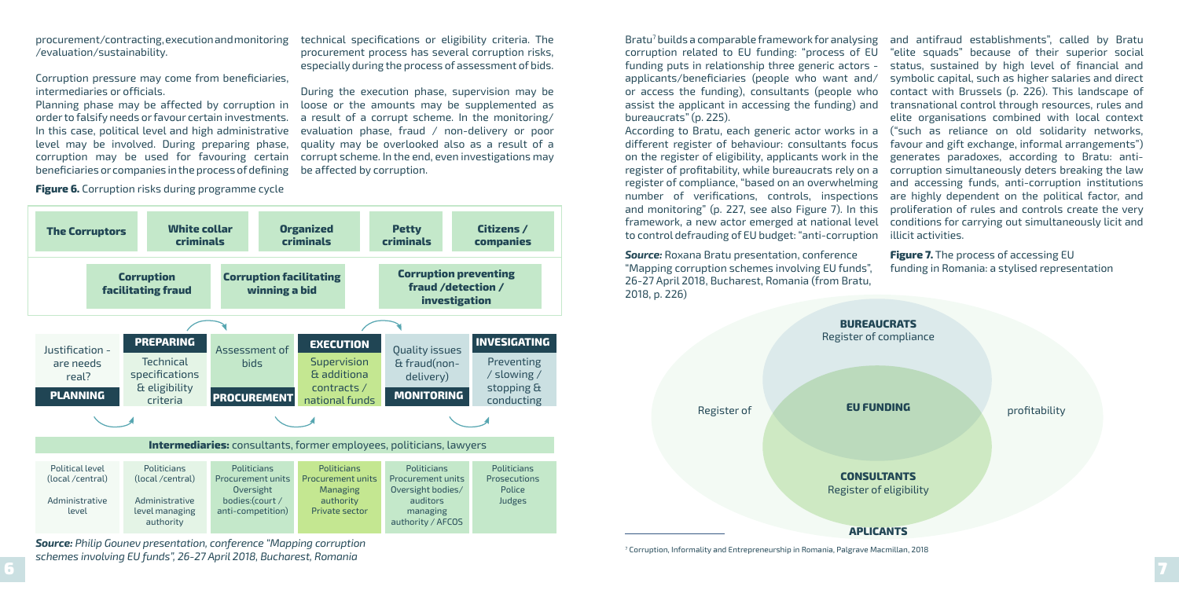procurement/contracting, execution and monitoring /evaluation/sustainability.

Corruption pressure may come from beneficiaries, intermediaries or officials.

Planning phase may be affected by corruption in order to falsify needs or favour certain investments. In this case, political level and high administrative level may be involved. During preparing phase, corruption may be used for favouring certain beneficiaries or companies in the process of defining technical specifications or eligibility criteria. The procurement process has several corruption risks, especially during the process of assessment of bids.

During the execution phase, supervision may be loose or the amounts may be supplemented as a result of a corrupt scheme. In the monitoring/ evaluation phase, fraud / non-delivery or poor quality may be overlooked also as a result of a corrupt scheme. In the end, even investigations may be affected by corruption.

**Figure 6.** Corruption risks during programme cycle

| The Corruptors | White collar criminals | Organized criminals | Petty criminals | Citizens / companies |
|---|---|---|---|---|

| Corruption facilitating fraud | Corruption facilitating winning a bid | Corruption preventing fraud /detection / investigation |
|---|---|---|

| PLANNING | PREPARING | PROCUREMENT | EXECUTION | MONITORING | INVESIGATING |
|---|---|---|---|---|---|
| Justification - are needs real? | Technical specifications & eligibility criteria | Assessment of bids | Supervision & additiona contracts / national funds | Quality issues & fraud(non-delivery) | Preventing / slowing / stopping & conducting |

**Intermediaries:** consultants, former employees, politicians, lawyers

| Political level (local /central) Administrative level | Politicians (local /central) Administrative level managing authority | Politicians Procurement units Oversight bodies:(court / anti-competition) | Politicians Procurement units Managing authority Private sector | Politicians Procurement units Oversight bodies/ auditors managing authority / AFCOS | Politicians Prosecutions Police Judges |
|---|---|---|---|---|---|

***Source:*** *Philip Gounev presentation, conference "Mapping corruption schemes involving EU funds", 26-27 April 2018, Bucharest, Romania*

Bratu[7] builds a comparable framework for analysing corruption related to EU funding: "process of EU funding puts in relationship three generic actors - applicants/beneficiaries (people who want and/ or access the funding), consultants (people who assist the applicant in accessing the funding) and bureaucrats" (p. 225).

According to Bratu, each generic actor works in a different register of behaviour: consultants focus on the register of eligibility, applicants work in the register of profitability, while bureaucrats rely on a register of compliance, "based on an overwhelming number of verifications, controls, inspections and monitoring" (p. 227, see also Figure 7). In this framework, a new actor emerged at national level to control defrauding of EU budget: "anti-corruption and antifraud establishments", called by Bratu "elite squads" because of their superior social status, sustained by high level of financial and symbolic capital, such as higher salaries and direct contact with Brussels (p. 226). This landscape of transnational control through resources, rules and elite organisations combined with local context ("such as reliance on old solidarity networks, favour and gift exchange, informal arrangements") generates paradoxes, according to Bratu: anti-corruption simultaneously deters breaking the law and accessing funds, anti-corruption institutions are highly dependent on the political factor, and proliferation of rules and controls create the very conditions for carrying out simultaneously licit and illicit activities.

***Source:*** Roxana Bratu presentation, conference "Mapping corruption schemes involving EU funds", 26-27 April 2018, Bucharest, Romania (from Bratu, 2018, p. 226)

**Figure 7.** The process of accessing EU funding in Romania: a stylised representation

**BUREAUCRATS**
Register of compliance

Register of **EU FUNDING** profitability

**CONSULTANTS**
Register of eligibility

**APLICANTS**

[7] Corruption, Informality and Entrepreneurship in Romania, Palgrave Macmillan, 2018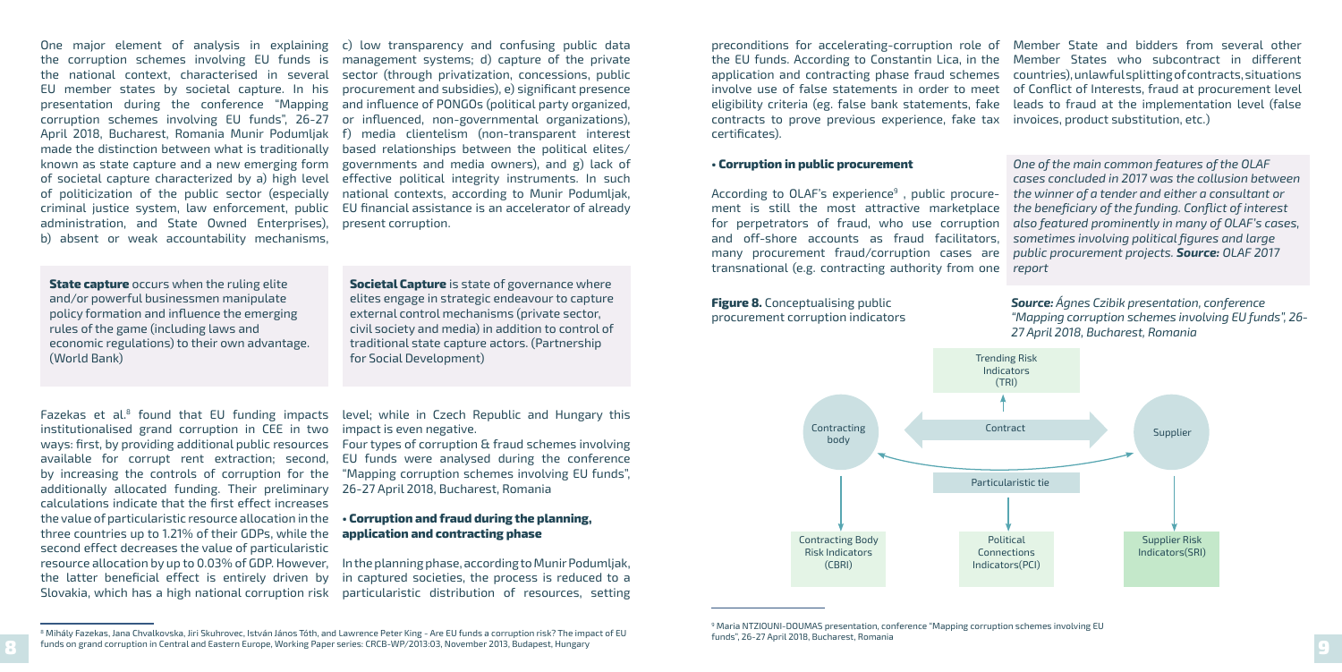One major element of analysis in explaining the corruption schemes involving EU funds is the national context, characterised in several EU member states by societal capture. In his presentation during the conference "Mapping corruption schemes involving EU funds", 26-27 April 2018, Bucharest, Romania Munir Podumljak made the distinction between what is traditionally known as state capture and a new emerging form of societal capture characterized by a) high level of politicization of the public sector (especially criminal justice system, law enforcement, public administration, and State Owned Enterprises), b) absent or weak accountability mechanisms, c) low transparency and confusing public data management systems; d) capture of the private sector (through privatization, concessions, public procurement and subsidies), e) significant presence and influence of PONGOs (political party organized, or influenced, non-governmental organizations), f) media clientelism (non-transparent interest based relationships between the political elites/ governments and media owners), and g) lack of effective political integrity instruments. In such national contexts, according to Munir Podumljak, EU financial assistance is an accelerator of already present corruption.

**State capture** occurs when the ruling elite and/or powerful businessmen manipulate policy formation and influence the emerging rules of the game (including laws and economic regulations) to their own advantage. (World Bank)

**Societal Capture** is state of governance where elites engage in strategic endeavour to capture external control mechanisms (private sector, civil society and media) in addition to control of traditional state capture actors. (Partnership for Social Development)

Fazekas et al.[8] found that EU funding impacts institutionalised grand corruption in CEE in two ways: first, by providing additional public resources available for corrupt rent extraction; second, by increasing the controls of corruption for the additionally allocated funding. Their preliminary calculations indicate that the first effect increases the value of particularistic resource allocation in the three countries up to 1.21% of their GDPs, while the second effect decreases the value of particularistic resource allocation by up to 0.03% of GDP. However, the latter beneficial effect is entirely driven by Slovakia, which has a high national corruption risk level; while in Czech Republic and Hungary this impact is even negative.

Four types of corruption & fraud schemes involving EU funds were analysed during the conference "Mapping corruption schemes involving EU funds", 26-27 April 2018, Bucharest, Romania

### • Corruption and fraud during the planning, application and contracting phase

In the planning phase, according to Munir Podumljak, in captured societies, the process is reduced to a particularistic distribution of resources, setting preconditions for accelerating-corruption role of the EU funds. According to Constantin Lica, in the application and contracting phase fraud schemes involve use of false statements in order to meet eligibility criteria (eg. false bank statements, fake contracts to prove previous experience, fake tax certificates).

### • Corruption in public procurement

According to OLAF's experience[9], public procurement is still the most attractive marketplace for perpetrators of fraud, who use corruption and off-shore accounts as fraud facilitators, many procurement fraud/corruption cases are transnational (e.g. contracting authority from one Member State and bidders from several other Member States who subcontract in different countries), unlawful splitting of contracts, situations of Conflict of Interests, fraud at procurement level leads to fraud at the implementation level (false invoices, product substitution, etc.)

*One of the main common features of the OLAF cases concluded in 2017 was the collusion between the winner of a tender and either a consultant or the beneficiary of the funding. Conflict of interest also featured prominently in many of OLAF's cases, sometimes involving political figures and large public procurement projects.* ***Source:*** *OLAF 2017 report*

**Figure 8.** Conceptualising public procurement corruption indicators

***Source:*** *Ágnes Czibik presentation, conference "Mapping corruption schemes involving EU funds", 26-27 April 2018, Bucharest, Romania*

Trending Risk Indicators (TRI)

Contracting body — Contract — Supplier

Particularistic tie

Contracting Body Risk Indicators (CBRI)

Political Connections Indicators(PCI)

Supplier Risk Indicators(SRI)

[8] Mihály Fazekas, Jana Chvalkovska, Jiri Skuhrovec, István János Tóth, and Lawrence Peter King - Are EU funds a corruption risk? The impact of EU funds on grand corruption in Central and Eastern Europe, Working Paper series: CRCB-WP/2013:03, November 2013, Budapest, Hungary

[9] Maria NTZIOUNI-DOUMAS presentation, conference "Mapping corruption schemes involving EU funds", 26-27 April 2018, Bucharest, Romania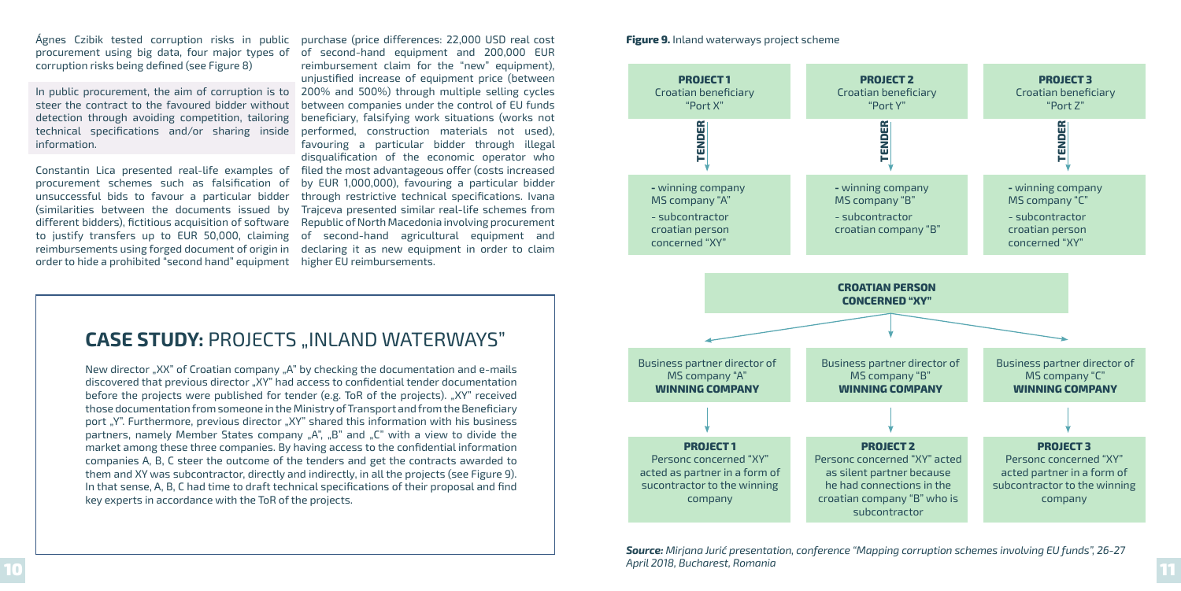Ágnes Czibik tested corruption risks in public procurement using big data, four major types of corruption risks being defined (see Figure 8)

In public procurement, the aim of corruption is to steer the contract to the favoured bidder without detection through avoiding competition, tailoring technical specifications and/or sharing inside information.

Constantin Lica presented real-life examples of procurement schemes such as falsification of unsuccessful bids to favour a particular bidder (similarities between the documents issued by different bidders), fictitious acquisition of software to justify transfers up to EUR 50,000, claiming reimbursements using forged document of origin in order to hide a prohibited "second hand" equipment purchase (price differences: 22,000 USD real cost of second-hand equipment and 200,000 EUR reimbursement claim for the "new" equipment), unjustified increase of equipment price (between 200% and 500%) through multiple selling cycles between companies under the control of EU funds beneficiary, falsifying work situations (works not performed, construction materials not used), favouring a particular bidder through illegal disqualification of the economic operator who filed the most advantageous offer (costs increased by EUR 1,000,000), favouring a particular bidder through restrictive technical specifications. Ivana Trajceva presented similar real-life schemes from Republic of North Macedonia involving procurement of second-hand agricultural equipment and declaring it as new equipment in order to claim higher EU reimbursements.

## CASE STUDY: PROJECTS „INLAND WATERWAYS"

New director „XX" of Croatian company „A" by checking the documentation and e-mails discovered that previous director „XY" had access to confidential tender documentation before the projects were published for tender (e.g. ToR of the projects). „XY" received those documentation from someone in the Ministry of Transport and from the Beneficiary port „Y". Furthermore, previous director „XY" shared this information with his business partners, namely Member States company „A", „B" and „C" with a view to divide the market among these three companies. By having access to the confidential information companies A, B, C steer the outcome of the tenders and get the contracts awarded to them and XY was subcontractor, directly and indirectly, in all the projects (see Figure 9). In that sense, A, B, C had time to draft technical specifications of their proposal and find key experts in accordance with the ToR of the projects.

**Figure 9.** Inland waterways project scheme

| PROJECT 1 | PROJECT 2 | PROJECT 3 |
|---|---|---|
| Croatian beneficiary "Port X" | Croatian beneficiary "Port Y" | Croatian beneficiary "Port Z" |
| TENDER | TENDER | TENDER |
| - winning company MS company "A" - subcontractor croatian person concerned "XY" | - winning company MS company "B" - subcontractor croatian company "B" | - winning company MS company "C" - subcontractor croatian person concerned "XY" |

**CROATIAN PERSON CONCERNED "XY"**

| | | |
|---|---|---|
| Business partner director of MS company "A" **WINNING COMPANY** | Business partner director of MS company "B" **WINNING COMPANY** | Business partner director of MS company "C" **WINNING COMPANY** |
| **PROJECT 1** Personc concerned "XY" acted as partner in a form of sucontractor to the winning company | **PROJECT 2** Personc concerned "XY" acted as silent partner because he had connections in the croatian company "B" who is subcontractor | **PROJECT 3** Personc concerned "XY" acted partner in a form of subcontractor to the winning company |

***Source:** Mirjana Jurić presentation, conference "Mapping corruption schemes involving EU funds", 26-27 April 2018, Bucharest, Romania*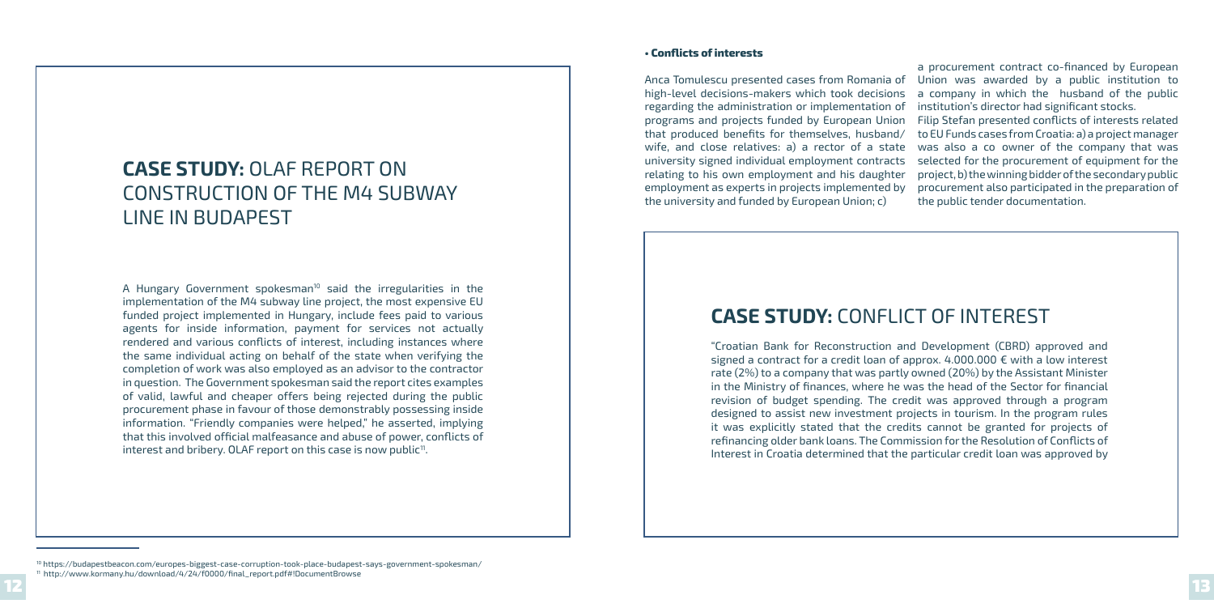## CASE STUDY: OLAF REPORT ON CONSTRUCTION OF THE M4 SUBWAY LINE IN BUDAPEST

A Hungary Government spokesman[10] said the irregularities in the implementation of the M4 subway line project, the most expensive EU funded project implemented in Hungary, include fees paid to various agents for inside information, payment for services not actually rendered and various conflicts of interest, including instances where the same individual acting on behalf of the state when verifying the completion of work was also employed as an advisor to the contractor in question. The Government spokesman said the report cites examples of valid, lawful and cheaper offers being rejected during the public procurement phase in favour of those demonstrably possessing inside information. "Friendly companies were helped," he asserted, implying that this involved official malfeasance and abuse of power, conflicts of interest and bribery. OLAF report on this case is now public[11].

[10] https://budapestbeacon.com/europes-biggest-case-corruption-took-place-budapest-says-government-spokesman/

[11] http://www.kormany.hu/download/4/24/f0000/final_report.pdf#!DocumentBrowse

**• Conflicts of interests**

Anca Tomulescu presented cases from Romania of high-level decisions-makers which took decisions regarding the administration or implementation of programs and projects funded by European Union that produced benefits for themselves, husband/wife, and close relatives: a) a rector of a state university signed individual employment contracts relating to his own employment and his daughter employment as experts in projects implemented by the university and funded by European Union; c) a procurement contract co-financed by European Union was awarded by a public institution to a company in which the husband of the public institution's director had significant stocks.

Filip Stefan presented conflicts of interests related to EU Funds cases from Croatia: a) a project manager was also a co owner of the company that was selected for the procurement of equipment for the project, b) the winning bidder of the secondary public procurement also participated in the preparation of the public tender documentation.

## CASE STUDY: CONFLICT OF INTEREST

"Croatian Bank for Reconstruction and Development (CBRD) approved and signed a contract for a credit loan of approx. 4.000.000 € with a low interest rate (2%) to a company that was partly owned (20%) by the Assistant Minister in the Ministry of finances, where he was the head of the Sector for financial revision of budget spending. The credit was approved through a program designed to assist new investment projects in tourism. In the program rules it was explicitly stated that the credits cannot be granted for projects of refinancing older bank loans. The Commission for the Resolution of Conflicts of Interest in Croatia determined that the particular credit loan was approved by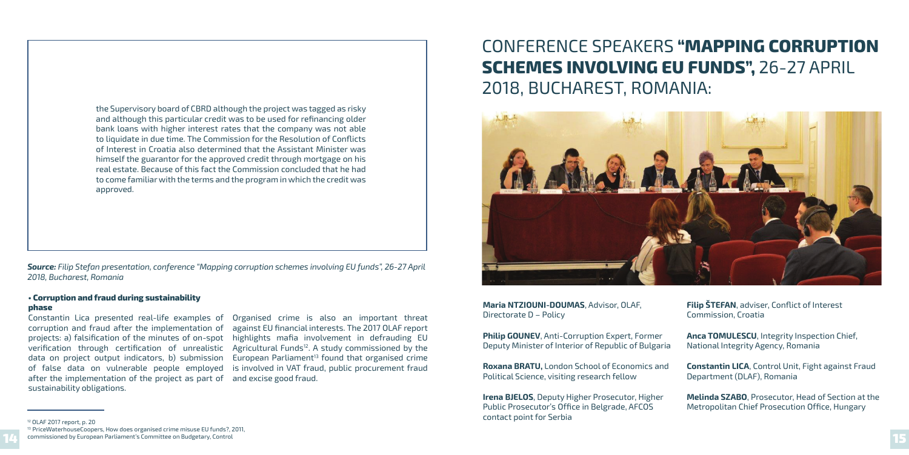the Supervisory board of CBRD although the project was tagged as risky and although this particular credit was to be used for refinancing older bank loans with higher interest rates that the company was not able to liquidate in due time. The Commission for the Resolution of Conflicts of Interest in Croatia also determined that the Assistant Minister was himself the guarantor for the approved credit through mortgage on his real estate. Because of this fact the Commission concluded that he had to come familiar with the terms and the program in which the credit was approved.

***Source:*** *Filip Stefan presentation, conference "Mapping corruption schemes involving EU funds", 26-27 April 2018, Bucharest, Romania*

### • Corruption and fraud during sustainability phase

Constantin Lica presented real-life examples of corruption and fraud after the implementation of projects: a) falsification of the minutes of on-spot verification through certification of unrealistic data on project output indicators, b) submission of false data on vulnerable people employed after the implementation of the project as part of sustainability obligations.

Organised crime is also an important threat against EU financial interests. The 2017 OLAF report highlights mafia involvement in defrauding EU Agricultural Funds[12]. A study commissioned by the European Parliament[13] found that organised crime is involved in VAT fraud, public procurement fraud and excise good fraud.

[12] OLAF 2017 report, p. 20

[13] PriceWaterhouseCoopers, How does organised crime misuse EU funds?, 2011, commissioned by European Parliament's Committee on Budgetary, Control

# CONFERENCE SPEAKERS **"MAPPING CORRUPTION SCHEMES INVOLVING EU FUNDS",** 26-27 APRIL 2018, BUCHAREST, ROMANIA:

**Maria NTZIOUNI-DOUMAS**, Advisor, OLAF, Directorate D – Policy

**Philip GOUNEV**, Anti-Corruption Expert, Former Deputy Minister of Interior of Republic of Bulgaria

**Roxana BRATU,** London School of Economics and Political Science, visiting research fellow

**Irena BJELOS**, Deputy Higher Prosecutor, Higher Public Prosecutor's Office in Belgrade, AFCOS contact point for Serbia

**Filip ŠTEFAN**, adviser, Conflict of Interest Commission, Croatia

**Anca TOMULESCU**, Integrity Inspection Chief, National Integrity Agency, Romania

**Constantin LICA**, Control Unit, Fight against Fraud Department (DLAF), Romania

**Melinda SZABO**, Prosecutor, Head of Section at the Metropolitan Chief Prosecution Office, Hungary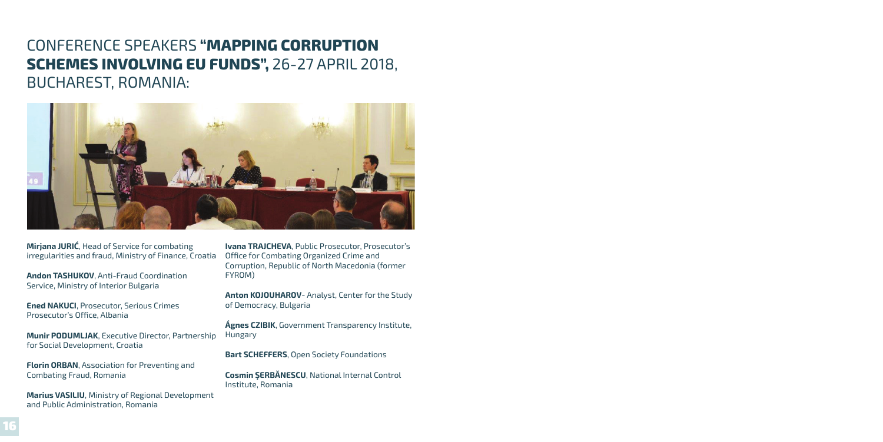# CONFERENCE SPEAKERS **"MAPPING CORRUPTION SCHEMES INVOLVING EU FUNDS",** 26-27 APRIL 2018, BUCHAREST, ROMANIA:

**Mirjana JURIĆ**, Head of Service for combating irregularities and fraud, Ministry of Finance, Croatia

**Andon TASHUKOV**, Anti-Fraud Coordination Service, Ministry of Interior Bulgaria

**Ened NAKUCI**, Prosecutor, Serious Crimes Prosecutor's Office, Albania

**Munir PODUMLJAK**, Executive Director, Partnership for Social Development, Croatia

**Florin ORBAN**, Association for Preventing and Combating Fraud, Romania

**Marius VASILIU**, Ministry of Regional Development and Public Administration, Romania

**Ivana TRAJCHEVA**, Public Prosecutor, Prosecutor's Office for Combating Organized Crime and Corruption, Republic of North Macedonia (former FYROM)

**Anton KOJOUHAROV**- Analyst, Center for the Study of Democracy, Bulgaria

**Ágnes CZIBIK**, Government Transparency Institute, Hungary

**Bart SCHEFFERS**, Open Society Foundations

**Cosmin ȘERBĂNESCU**, National Internal Control Institute, Romania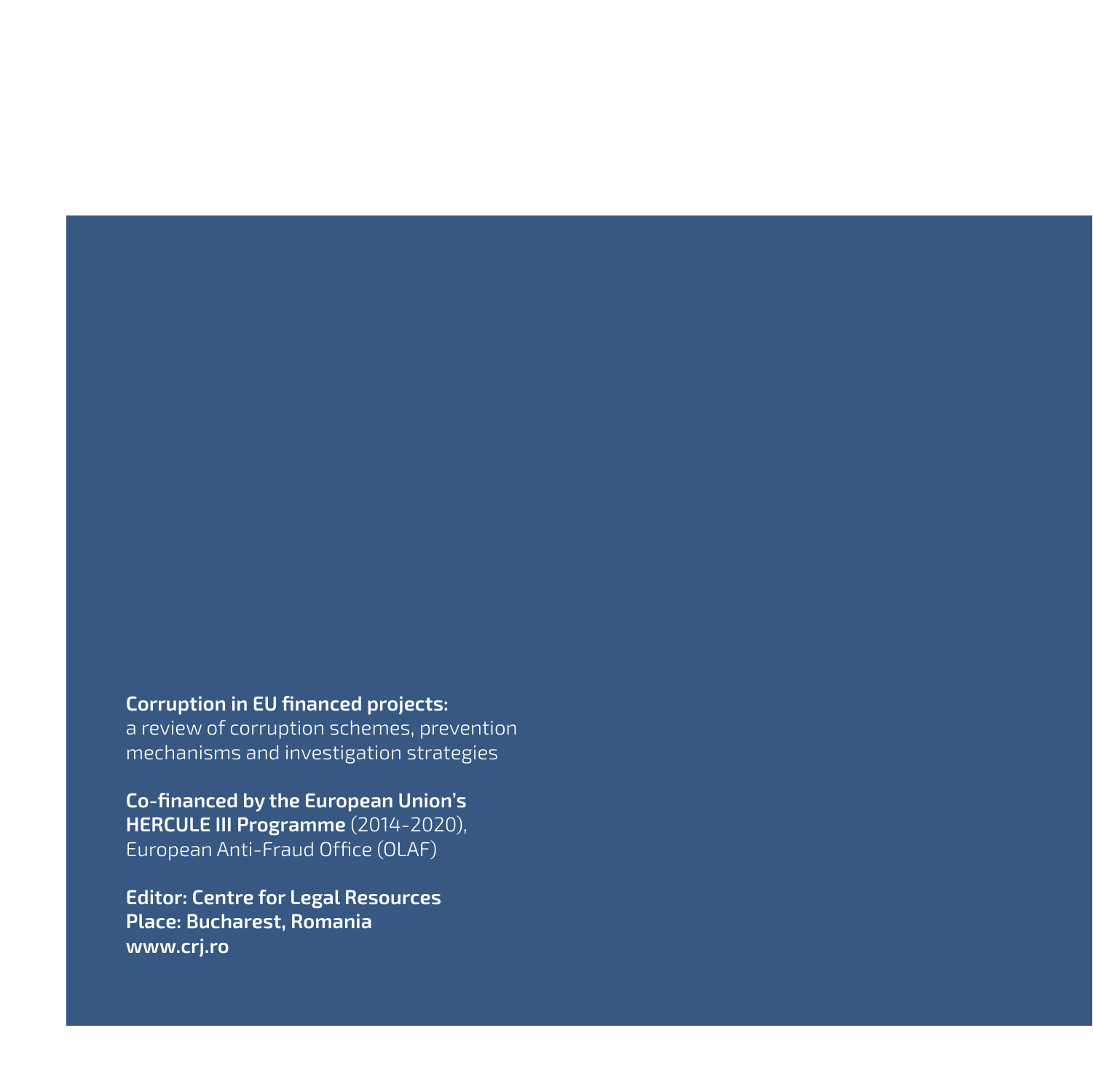**Corruption in EU financed projects:**
a review of corruption schemes, prevention mechanisms and investigation strategies

**Co-financed by the European Union's HERCULE III Programme** (2014-2020), European Anti-Fraud Office (OLAF)

**Editor: Centre for Legal Resources**
**Place: Bucharest, Romania**
**www.crj.ro**